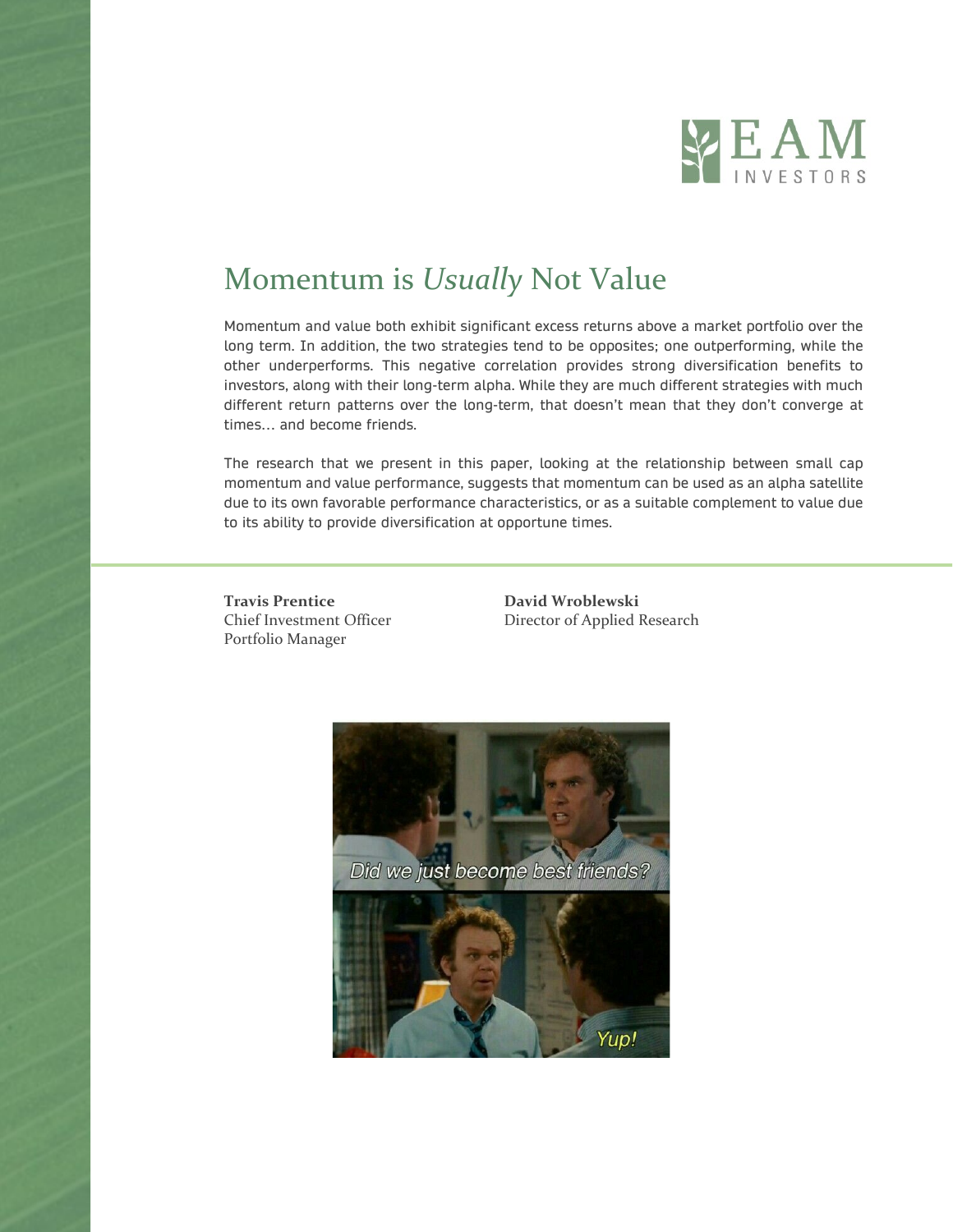EAM INVESTORS

# Momentum is *Usually* Not Value

Momentum and value both exhibit significant excess returns above a market portfolio over the long term. In addition, the two strategies tend to be opposites; one outperforming, while the other underperforms. This negative correlation provides strong diversification benefits to investors, along with their long-term alpha. While they are much different strategies with much different return patterns over the long-term, that doesn't mean that they don't converge at times… and become friends.

The research that we present in this paper, looking at the relationship between small cap momentum and value performance, suggests that momentum can be used as an alpha satellite due to its own favorable performance characteristics, or as a suitable complement to value due to its ability to provide diversification at opportune times.

**Travis Prentice**
Chief Investment Officer
Portfolio Manager

**David Wroblewski**
Director of Applied Research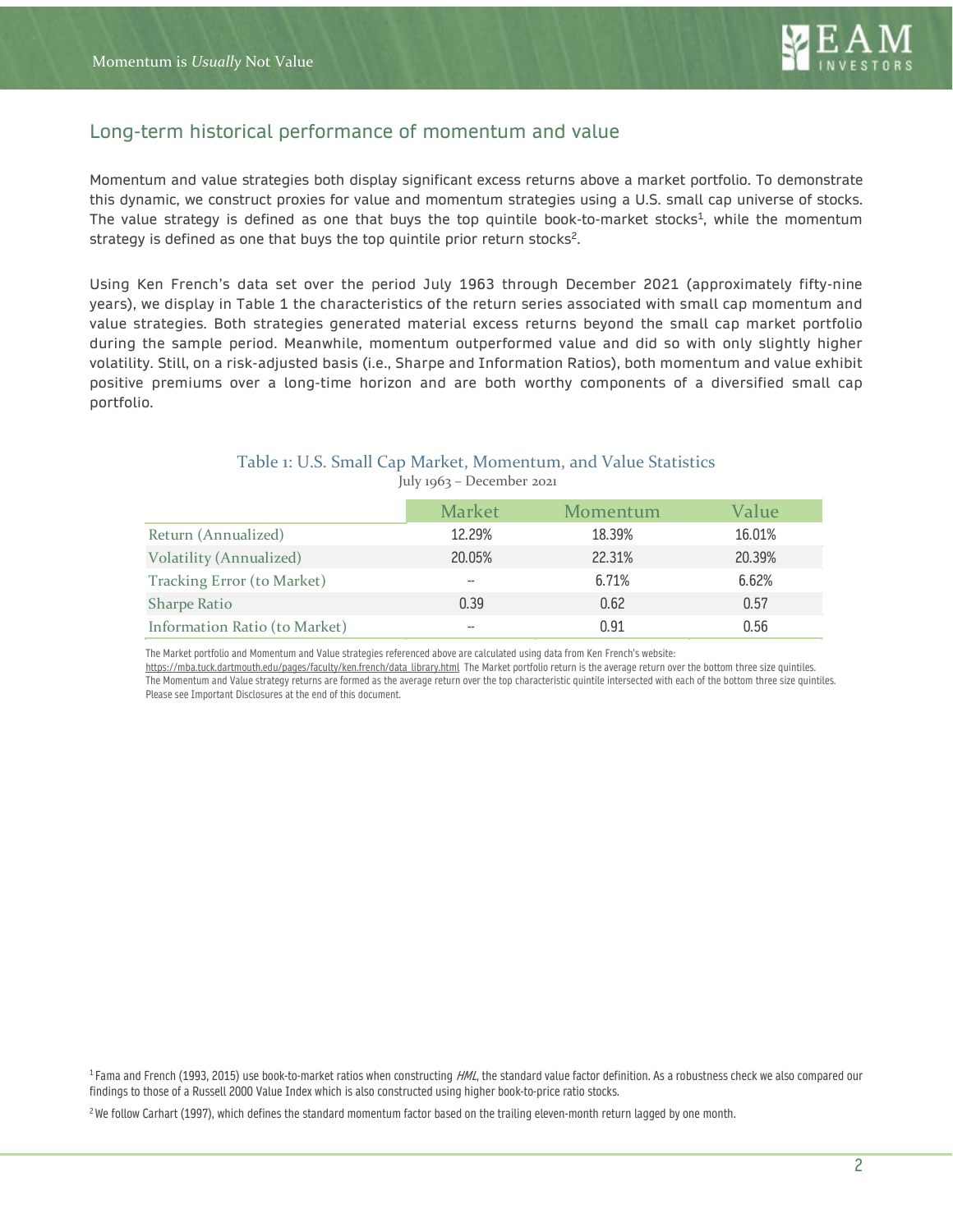## Long-term historical performance of momentum and value

Momentum and value strategies both display significant excess returns above a market portfolio. To demonstrate this dynamic, we construct proxies for value and momentum strategies using a U.S. small cap universe of stocks. The value strategy is defined as one that buys the top quintile book-to-market stocks[1], while the momentum strategy is defined as one that buys the top quintile prior return stocks[2].

Using Ken French's data set over the period July 1963 through December 2021 (approximately fifty-nine years), we display in Table 1 the characteristics of the return series associated with small cap momentum and value strategies. Both strategies generated material excess returns beyond the small cap market portfolio during the sample period. Meanwhile, momentum outperformed value and did so with only slightly higher volatility. Still, on a risk-adjusted basis (i.e., Sharpe and Information Ratios), both momentum and value exhibit positive premiums over a long-time horizon and are both worthy components of a diversified small cap portfolio.

### Table 1: U.S. Small Cap Market, Momentum, and Value Statistics

July 1963 – December 2021

| | Market | Momentum | Value |
|---|---|---|---|
| Return (Annualized) | 12.29% | 18.39% | 16.01% |
| Volatility (Annualized) | 20.05% | 22.31% | 20.39% |
| Tracking Error (to Market) | -- | 6.71% | 6.62% |
| Sharpe Ratio | 0.39 | 0.62 | 0.57 |
| Information Ratio (to Market) | -- | 0.91 | 0.56 |

The Market portfolio and Momentum and Value strategies referenced above are calculated using data from Ken French's website:
https://mba.tuck.dartmouth.edu/pages/faculty/ken.french/data_library.html The Market portfolio return is the average return over the bottom three size quintiles.
The Momentum and Value strategy returns are formed as the average return over the top characteristic quintile intersected with each of the bottom three size quintiles.
Please see Important Disclosures at the end of this document.

[1] Fama and French (1993, 2015) use book-to-market ratios when constructing *HML*, the standard value factor definition. As a robustness check we also compared our findings to those of a Russell 2000 Value Index which is also constructed using higher book-to-price ratio stocks.

[2] We follow Carhart (1997), which defines the standard momentum factor based on the trailing eleven-month return lagged by one month.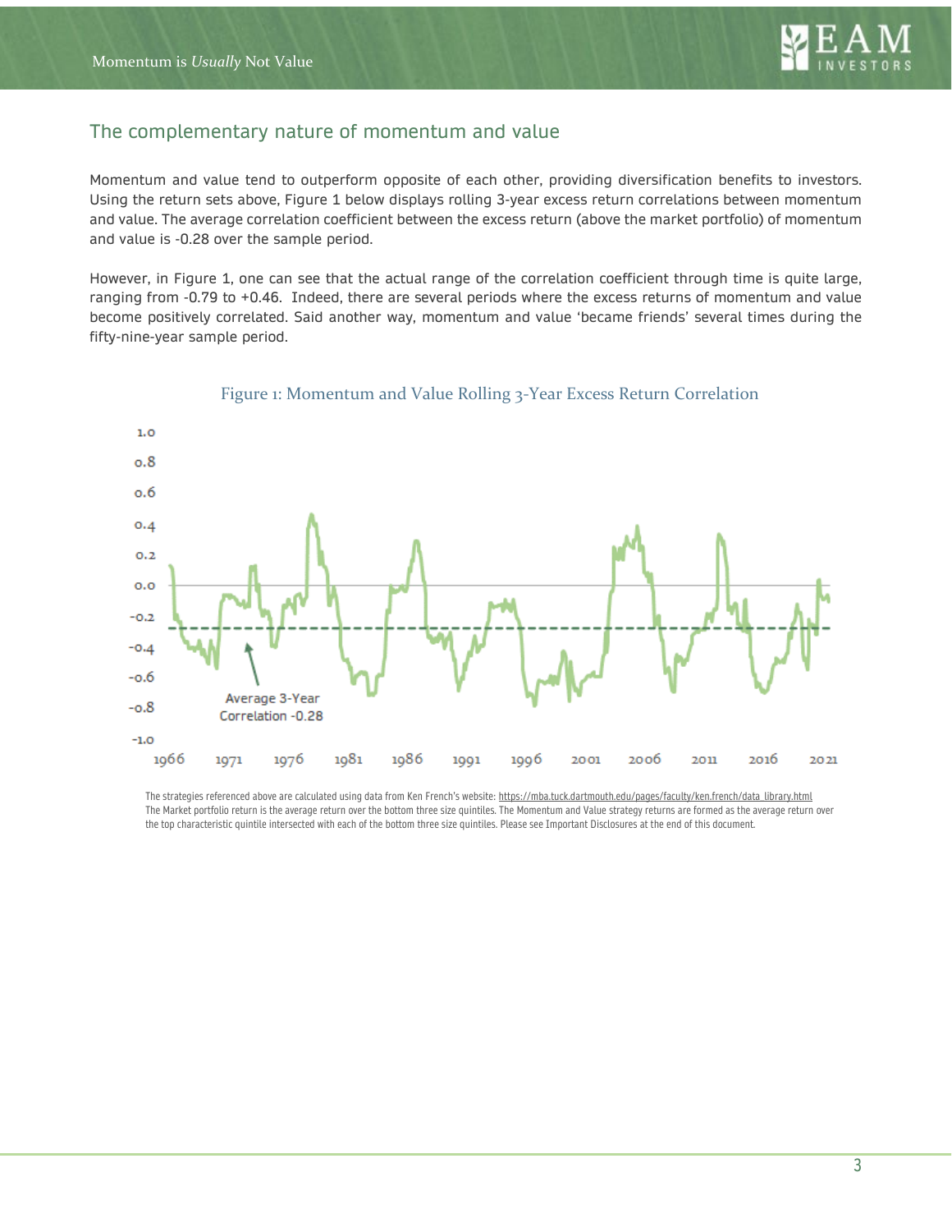## The complementary nature of momentum and value

Momentum and value tend to outperform opposite of each other, providing diversification benefits to investors. Using the return sets above, Figure 1 below displays rolling 3-year excess return correlations between momentum and value. The average correlation coefficient between the excess return (above the market portfolio) of momentum and value is -0.28 over the sample period.

However, in Figure 1, one can see that the actual range of the correlation coefficient through time is quite large, ranging from -0.79 to +0.46. Indeed, there are several periods where the excess returns of momentum and value become positively correlated. Said another way, momentum and value 'became friends' several times during the fifty-nine-year sample period.

Figure 1: Momentum and Value Rolling 3-Year Excess Return Correlation

The strategies referenced above are calculated using data from Ken French's website: https://mba.tuck.dartmouth.edu/pages/faculty/ken.french/data_library.html
The Market portfolio return is the average return over the bottom three size quintiles. The Momentum and Value strategy returns are formed as the average return over the top characteristic quintile intersected with each of the bottom three size quintiles. Please see Important Disclosures at the end of this document.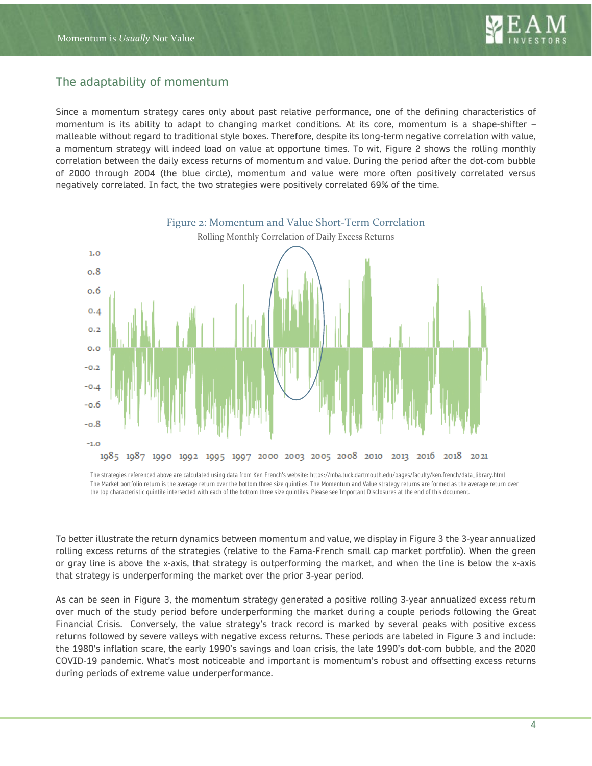## The adaptability of momentum

Since a momentum strategy cares only about past relative performance, one of the defining characteristics of momentum is its ability to adapt to changing market conditions. At its core, momentum is a shape-shifter – malleable without regard to traditional style boxes. Therefore, despite its long-term negative correlation with value, a momentum strategy will indeed load on value at opportune times. To wit, Figure 2 shows the rolling monthly correlation between the daily excess returns of momentum and value. During the period after the dot-com bubble of 2000 through 2004 (the blue circle), momentum and value were more often positively correlated versus negatively correlated. In fact, the two strategies were positively correlated 69% of the time.

Figure 2: Momentum and Value Short-Term Correlation

Rolling Monthly Correlation of Daily Excess Returns

The strategies referenced above are calculated using data from Ken French's website: https://mba.tuck.dartmouth.edu/pages/faculty/ken.french/data_library.html
The Market portfolio return is the average return over the bottom three size quintiles. The Momentum and Value strategy returns are formed as the average return over the top characteristic quintile intersected with each of the bottom three size quintiles. Please see Important Disclosures at the end of this document.

To better illustrate the return dynamics between momentum and value, we display in Figure 3 the 3-year annualized rolling excess returns of the strategies (relative to the Fama-French small cap market portfolio). When the green or gray line is above the x-axis, that strategy is outperforming the market, and when the line is below the x-axis that strategy is underperforming the market over the prior 3-year period.

As can be seen in Figure 3, the momentum strategy generated a positive rolling 3-year annualized excess return over much of the study period before underperforming the market during a couple periods following the Great Financial Crisis. Conversely, the value strategy's track record is marked by several peaks with positive excess returns followed by severe valleys with negative excess returns. These periods are labeled in Figure 3 and include: the 1980's inflation scare, the early 1990's savings and loan crisis, the late 1990's dot-com bubble, and the 2020 COVID-19 pandemic. What's most noticeable and important is momentum's robust and offsetting excess returns during periods of extreme value underperformance.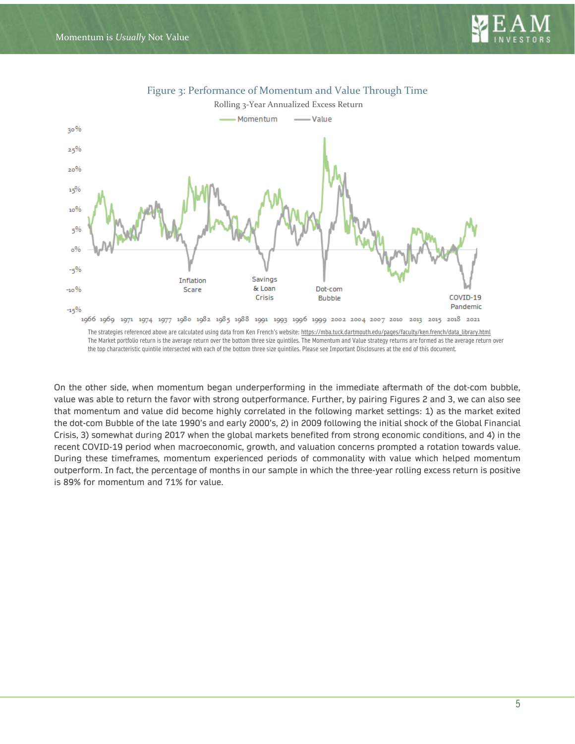Figure 3: Performance of Momentum and Value Through Time

Rolling 3-Year Annualized Excess Return

The strategies referenced above are calculated using data from Ken French's website: https://mba.tuck.dartmouth.edu/pages/faculty/ken.french/data_library.html
The Market portfolio return is the average return over the bottom three size quintiles. The Momentum and Value strategy returns are formed as the average return over the top characteristic quintile intersected with each of the bottom three size quintiles. Please see Important Disclosures at the end of this document.

On the other side, when momentum began underperforming in the immediate aftermath of the dot-com bubble, value was able to return the favor with strong outperformance. Further, by pairing Figures 2 and 3, we can also see that momentum and value did become highly correlated in the following market settings: 1) as the market exited the dot-com Bubble of the late 1990's and early 2000's, 2) in 2009 following the initial shock of the Global Financial Crisis, 3) somewhat during 2017 when the global markets benefited from strong economic conditions, and 4) in the recent COVID-19 period when macroeconomic, growth, and valuation concerns prompted a rotation towards value. During these timeframes, momentum experienced periods of commonality with value which helped momentum outperform. In fact, the percentage of months in our sample in which the three-year rolling excess return is positive is 89% for momentum and 71% for value.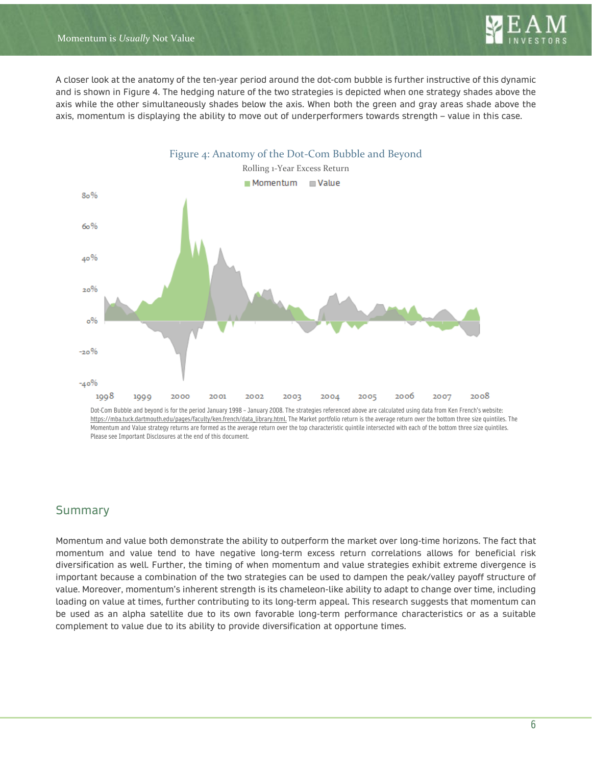A closer look at the anatomy of the ten-year period around the dot-com bubble is further instructive of this dynamic and is shown in Figure 4. The hedging nature of the two strategies is depicted when one strategy shades above the axis while the other simultaneously shades below the axis. When both the green and gray areas shade above the axis, momentum is displaying the ability to move out of underperformers towards strength – value in this case.

Figure 4: Anatomy of the Dot-Com Bubble and Beyond

Rolling 1-Year Excess Return

Dot-Com Bubble and beyond is for the period January 1998 – January 2008. The strategies referenced above are calculated using data from Ken French's website: https://mba.tuck.dartmouth.edu/pages/faculty/ken.french/data_library.html. The Market portfolio return is the average return over the bottom three size quintiles. The Momentum and Value strategy returns are formed as the average return over the top characteristic quintile intersected with each of the bottom three size quintiles. Please see Important Disclosures at the end of this document.

## Summary

Momentum and value both demonstrate the ability to outperform the market over long-time horizons. The fact that momentum and value tend to have negative long-term excess return correlations allows for beneficial risk diversification as well. Further, the timing of when momentum and value strategies exhibit extreme divergence is important because a combination of the two strategies can be used to dampen the peak/valley payoff structure of value. Moreover, momentum's inherent strength is its chameleon-like ability to adapt to change over time, including loading on value at times, further contributing to its long-term appeal. This research suggests that momentum can be used as an alpha satellite due to its own favorable long-term performance characteristics or as a suitable complement to value due to its ability to provide diversification at opportune times.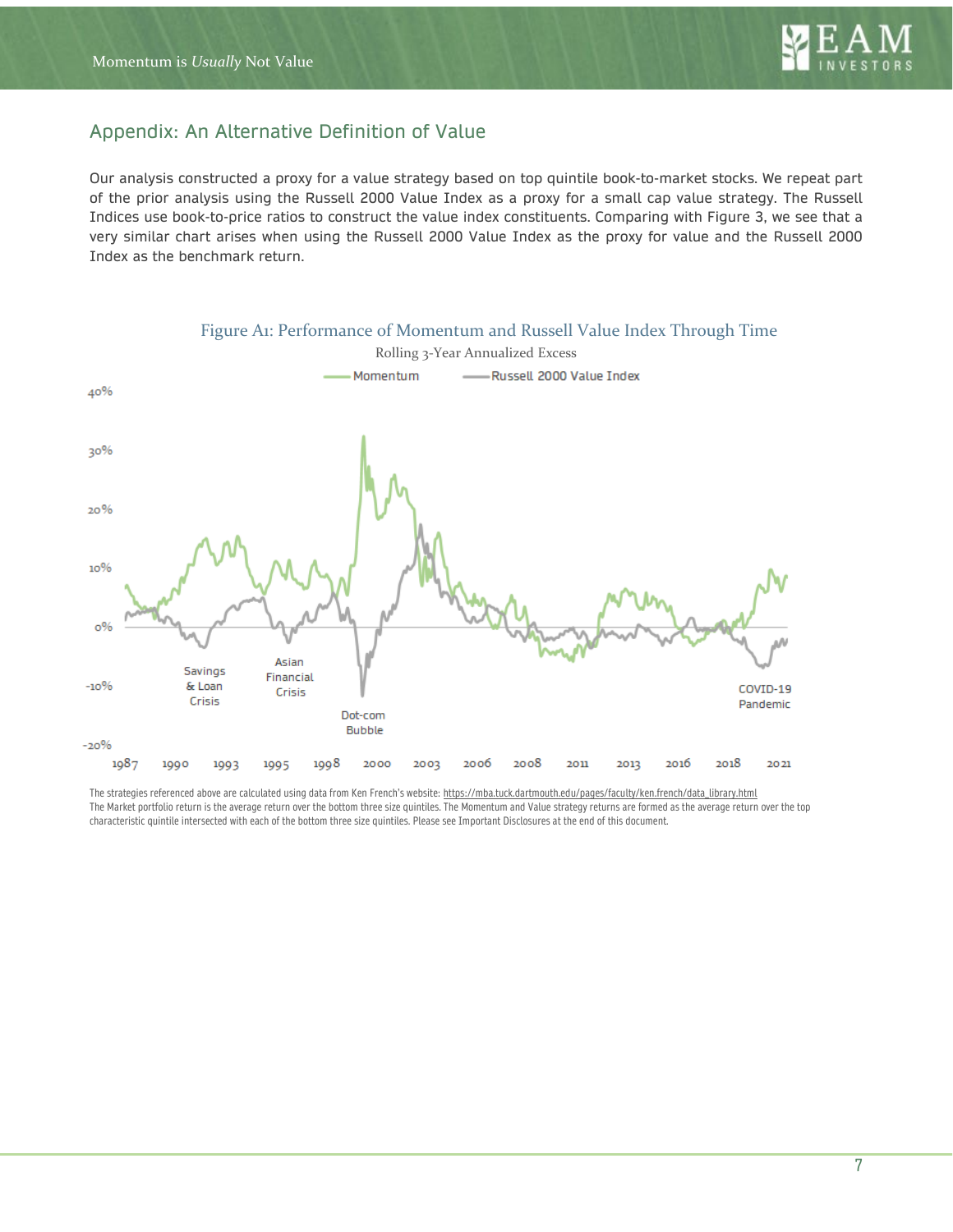## Appendix: An Alternative Definition of Value

Our analysis constructed a proxy for a value strategy based on top quintile book-to-market stocks. We repeat part of the prior analysis using the Russell 2000 Value Index as a proxy for a small cap value strategy. The Russell Indices use book-to-price ratios to construct the value index constituents. Comparing with Figure 3, we see that a very similar chart arises when using the Russell 2000 Value Index as the proxy for value and the Russell 2000 Index as the benchmark return.

Figure A1: Performance of Momentum and Russell Value Index Through Time

Rolling 3-Year Annualized Excess

The strategies referenced above are calculated using data from Ken French's website: https://mba.tuck.dartmouth.edu/pages/faculty/ken.french/data_library.html
The Market portfolio return is the average return over the bottom three size quintiles. The Momentum and Value strategy returns are formed as the average return over the top characteristic quintile intersected with each of the bottom three size quintiles. Please see Important Disclosures at the end of this document.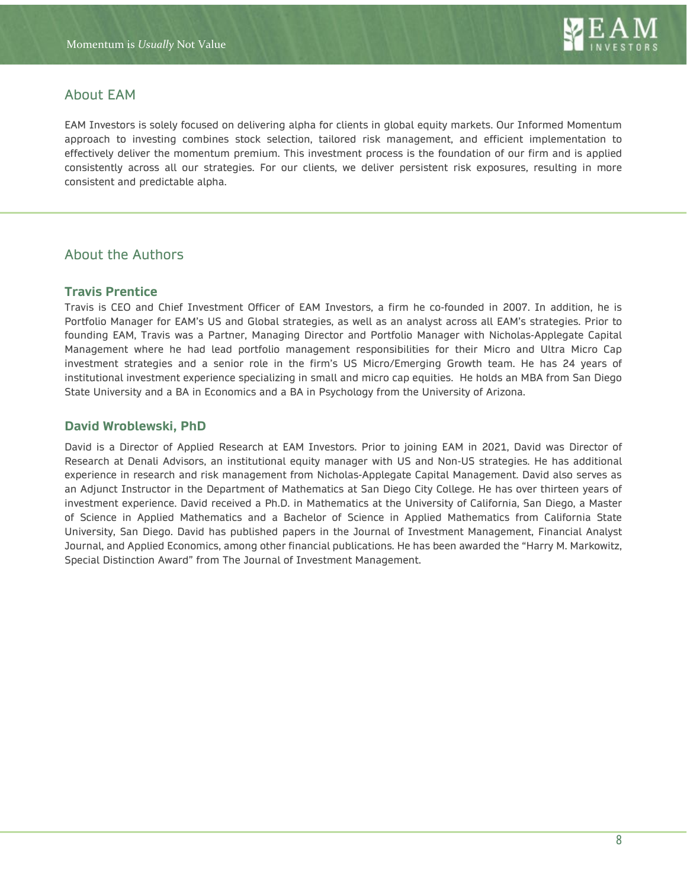## About EAM

EAM Investors is solely focused on delivering alpha for clients in global equity markets. Our Informed Momentum approach to investing combines stock selection, tailored risk management, and efficient implementation to effectively deliver the momentum premium. This investment process is the foundation of our firm and is applied consistently across all our strategies. For our clients, we deliver persistent risk exposures, resulting in more consistent and predictable alpha.

## About the Authors

### Travis Prentice

Travis is CEO and Chief Investment Officer of EAM Investors, a firm he co-founded in 2007. In addition, he is Portfolio Manager for EAM's US and Global strategies, as well as an analyst across all EAM's strategies. Prior to founding EAM, Travis was a Partner, Managing Director and Portfolio Manager with Nicholas-Applegate Capital Management where he had lead portfolio management responsibilities for their Micro and Ultra Micro Cap investment strategies and a senior role in the firm's US Micro/Emerging Growth team. He has 24 years of institutional investment experience specializing in small and micro cap equities. He holds an MBA from San Diego State University and a BA in Economics and a BA in Psychology from the University of Arizona.

### David Wroblewski, PhD

David is a Director of Applied Research at EAM Investors. Prior to joining EAM in 2021, David was Director of Research at Denali Advisors, an institutional equity manager with US and Non-US strategies. He has additional experience in research and risk management from Nicholas-Applegate Capital Management. David also serves as an Adjunct Instructor in the Department of Mathematics at San Diego City College. He has over thirteen years of investment experience. David received a Ph.D. in Mathematics at the University of California, San Diego, a Master of Science in Applied Mathematics and a Bachelor of Science in Applied Mathematics from California State University, San Diego. David has published papers in the Journal of Investment Management, Financial Analyst Journal, and Applied Economics, among other financial publications. He has been awarded the "Harry M. Markowitz, Special Distinction Award" from The Journal of Investment Management.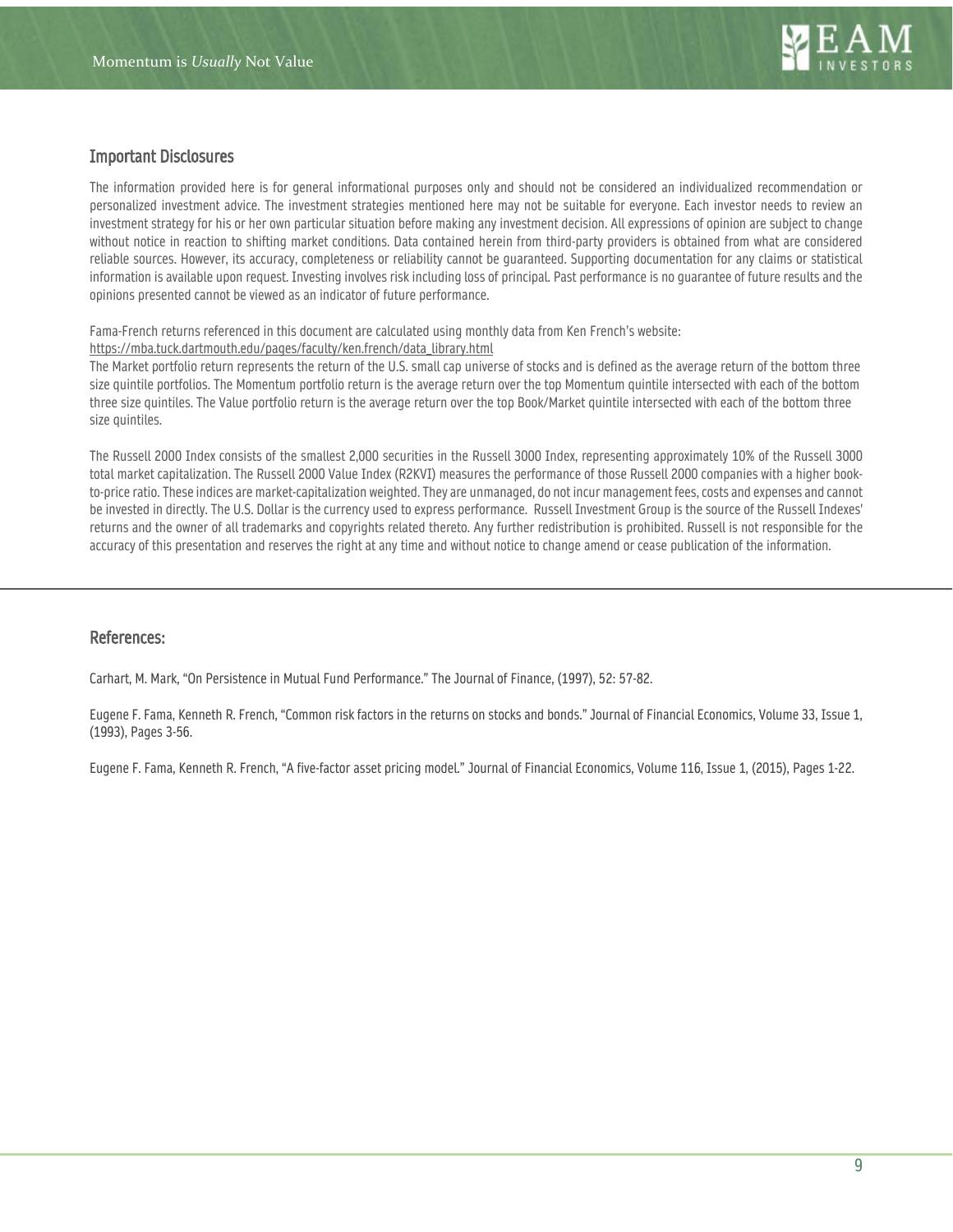## Important Disclosures

The information provided here is for general informational purposes only and should not be considered an individualized recommendation or personalized investment advice. The investment strategies mentioned here may not be suitable for everyone. Each investor needs to review an investment strategy for his or her own particular situation before making any investment decision. All expressions of opinion are subject to change without notice in reaction to shifting market conditions. Data contained herein from third-party providers is obtained from what are considered reliable sources. However, its accuracy, completeness or reliability cannot be guaranteed. Supporting documentation for any claims or statistical information is available upon request. Investing involves risk including loss of principal. Past performance is no guarantee of future results and the opinions presented cannot be viewed as an indicator of future performance.

Fama-French returns referenced in this document are calculated using monthly data from Ken French's website:
https://mba.tuck.dartmouth.edu/pages/faculty/ken.french/data_library.html
The Market portfolio return represents the return of the U.S. small cap universe of stocks and is defined as the average return of the bottom three size quintile portfolios. The Momentum portfolio return is the average return over the top Momentum quintile intersected with each of the bottom three size quintiles. The Value portfolio return is the average return over the top Book/Market quintile intersected with each of the bottom three size quintiles.

The Russell 2000 Index consists of the smallest 2,000 securities in the Russell 3000 Index, representing approximately 10% of the Russell 3000 total market capitalization. The Russell 2000 Value Index (R2KVI) measures the performance of those Russell 2000 companies with a higher book-to-price ratio. These indices are market-capitalization weighted. They are unmanaged, do not incur management fees, costs and expenses and cannot be invested in directly. The U.S. Dollar is the currency used to express performance. Russell Investment Group is the source of the Russell Indexes' returns and the owner of all trademarks and copyrights related thereto. Any further redistribution is prohibited. Russell is not responsible for the accuracy of this presentation and reserves the right at any time and without notice to change amend or cease publication of the information.

---

## References:

Carhart, M. Mark, "On Persistence in Mutual Fund Performance." The Journal of Finance, (1997), 52: 57-82.

Eugene F. Fama, Kenneth R. French, "Common risk factors in the returns on stocks and bonds." Journal of Financial Economics, Volume 33, Issue 1, (1993), Pages 3-56.

Eugene F. Fama, Kenneth R. French, "A five-factor asset pricing model." Journal of Financial Economics, Volume 116, Issue 1, (2015), Pages 1-22.